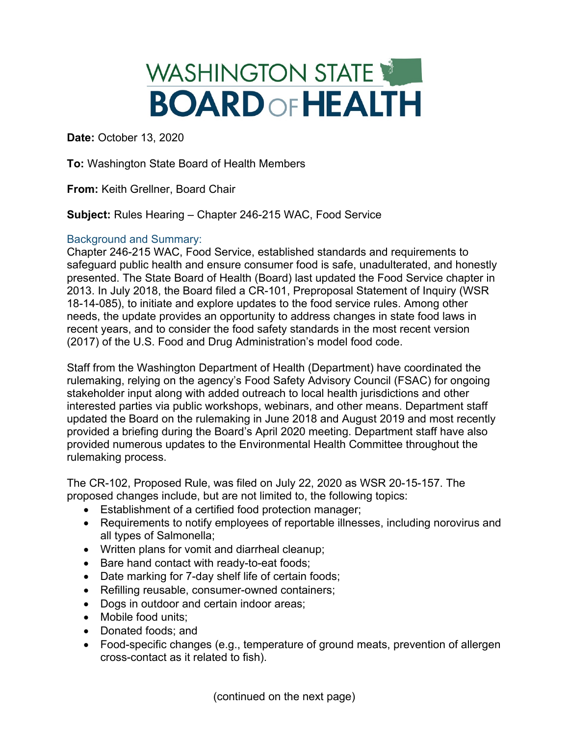# WASHINGTON STATE BOARD OF HEALTH

**Date:** October 13, 2020

**To:** Washington State Board of Health Members

**From:** Keith Grellner, Board Chair

**Subject:** Rules Hearing – Chapter 246-215 WAC, Food Service

## Background and Summary:

Chapter 246-215 WAC, Food Service, established standards and requirements to safeguard public health and ensure consumer food is safe, unadulterated, and honestly presented. The State Board of Health (Board) last updated the Food Service chapter in 2013. In July 2018, the Board filed a CR-101, Preproposal Statement of Inquiry (WSR 18-14-085), to initiate and explore updates to the food service rules. Among other needs, the update provides an opportunity to address changes in state food laws in recent years, and to consider the food safety standards in the most recent version (2017) of the U.S. Food and Drug Administration's model food code.

Staff from the Washington Department of Health (Department) have coordinated the rulemaking, relying on the agency's Food Safety Advisory Council (FSAC) for ongoing stakeholder input along with added outreach to local health jurisdictions and other interested parties via public workshops, webinars, and other means. Department staff updated the Board on the rulemaking in June 2018 and August 2019 and most recently provided a briefing during the Board's April 2020 meeting. Department staff have also provided numerous updates to the Environmental Health Committee throughout the rulemaking process.

The CR-102, Proposed Rule, was filed on July 22, 2020 as WSR 20-15-157. The proposed changes include, but are not limited to, the following topics:

- Establishment of a certified food protection manager;
- Requirements to notify employees of reportable illnesses, including norovirus and all types of Salmonella;
- Written plans for vomit and diarrheal cleanup;
- Bare hand contact with ready-to-eat foods;
- Date marking for 7-day shelf life of certain foods;
- Refilling reusable, consumer-owned containers;
- Dogs in outdoor and certain indoor areas;
- Mobile food units;
- Donated foods; and
- Food-specific changes (e.g., temperature of ground meats, prevention of allergen cross-contact as it related to fish).

(continued on the next page)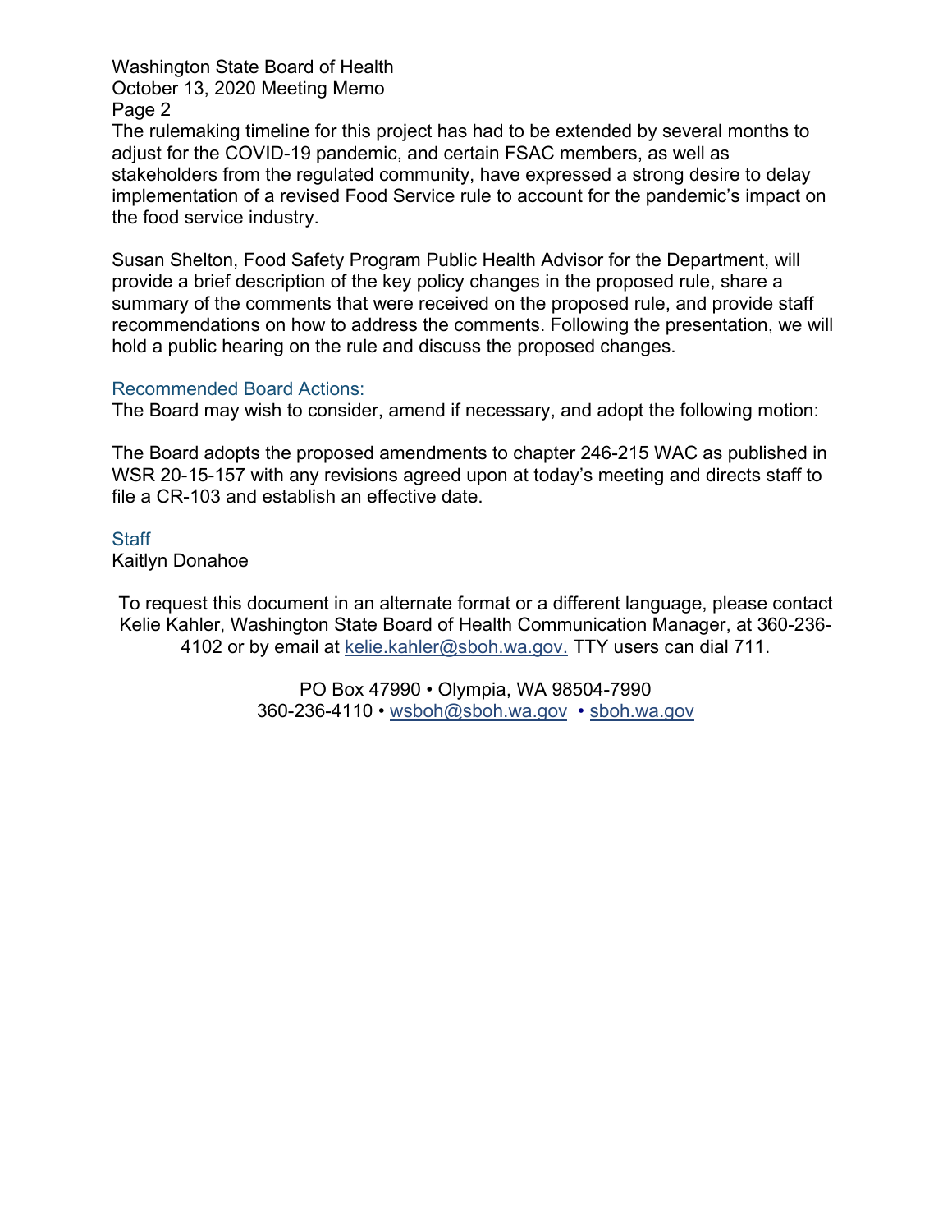The rulemaking timeline for this project has had to be extended by several months to adjust for the COVID-19 pandemic, and certain FSAC members, as well as stakeholders from the regulated community, have expressed a strong desire to delay implementation of a revised Food Service rule to account for the pandemic's impact on the food service industry.

Susan Shelton, Food Safety Program Public Health Advisor for the Department, will provide a brief description of the key policy changes in the proposed rule, share a summary of the comments that were received on the proposed rule, and provide staff recommendations on how to address the comments. Following the presentation, we will hold a public hearing on the rule and discuss the proposed changes.

### Recommended Board Actions:

The Board may wish to consider, amend if necessary, and adopt the following motion:

The Board adopts the proposed amendments to chapter 246-215 WAC as published in WSR 20-15-157 with any revisions agreed upon at today's meeting and directs staff to file a CR-103 and establish an effective date.

### Staff

Kaitlyn Donahoe

To request this document in an alternate format or a different language, please contact Kelie Kahler, Washington State Board of Health Communication Manager, at 360-236-4102 or by email at kelie.kahler@sboh.wa.gov. TTY users can dial 711.

PO Box 47990 • Olympia, WA 98504-7990
360-236-4110 • wsboh@sboh.wa.gov • sboh.wa.gov